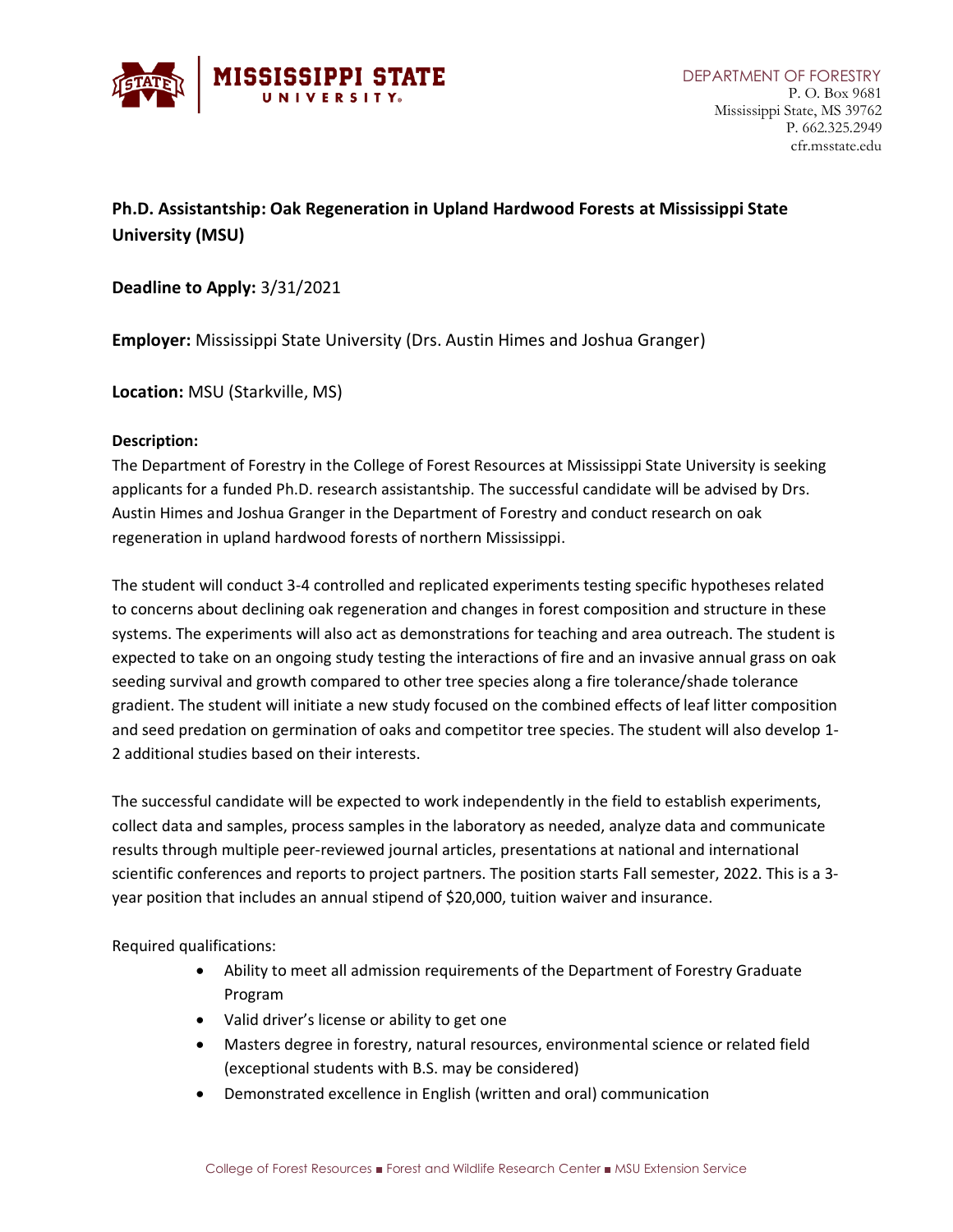DEPARTMENT OF FORESTRY
P. O. Box 9681
Mississippi State, MS 39762
P. 662.325.2949
cfr.msstate.edu

**Ph.D. Assistantship: Oak Regeneration in Upland Hardwood Forests at Mississippi State University (MSU)**

**Deadline to Apply:** 3/31/2021

**Employer:** Mississippi State University (Drs. Austin Himes and Joshua Granger)

**Location:** MSU (Starkville, MS)

**Description:**

The Department of Forestry in the College of Forest Resources at Mississippi State University is seeking applicants for a funded Ph.D. research assistantship. The successful candidate will be advised by Drs. Austin Himes and Joshua Granger in the Department of Forestry and conduct research on oak regeneration in upland hardwood forests of northern Mississippi.

The student will conduct 3-4 controlled and replicated experiments testing specific hypotheses related to concerns about declining oak regeneration and changes in forest composition and structure in these systems. The experiments will also act as demonstrations for teaching and area outreach. The student is expected to take on an ongoing study testing the interactions of fire and an invasive annual grass on oak seeding survival and growth compared to other tree species along a fire tolerance/shade tolerance gradient. The student will initiate a new study focused on the combined effects of leaf litter composition and seed predation on germination of oaks and competitor tree species. The student will also develop 1-2 additional studies based on their interests.

The successful candidate will be expected to work independently in the field to establish experiments, collect data and samples, process samples in the laboratory as needed, analyze data and communicate results through multiple peer-reviewed journal articles, presentations at national and international scientific conferences and reports to project partners. The position starts Fall semester, 2022. This is a 3-year position that includes an annual stipend of $20,000, tuition waiver and insurance.

Required qualifications:

- Ability to meet all admission requirements of the Department of Forestry Graduate Program
- Valid driver's license or ability to get one
- Masters degree in forestry, natural resources, environmental science or related field (exceptional students with B.S. may be considered)
- Demonstrated excellence in English (written and oral) communication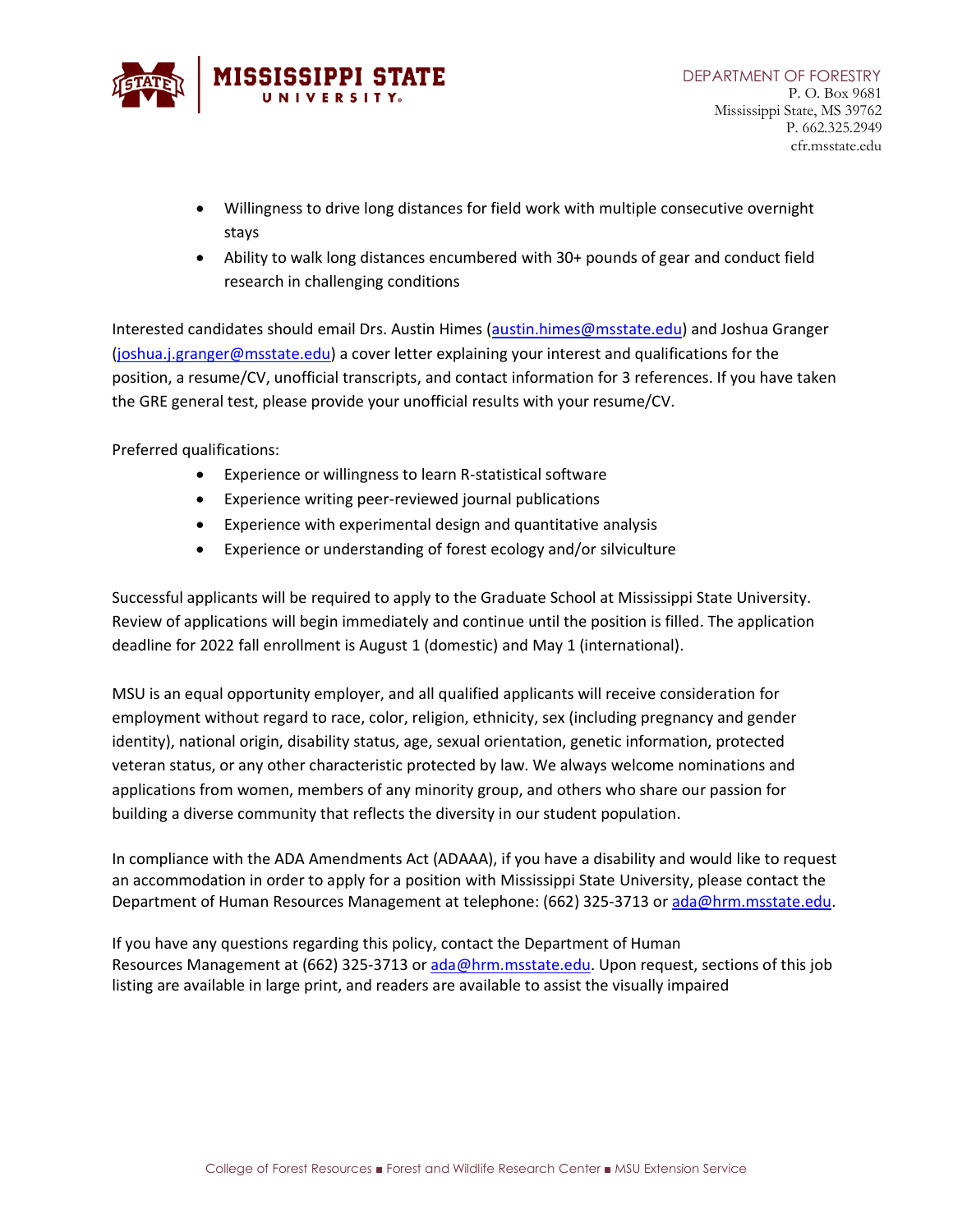- Willingness to drive long distances for field work with multiple consecutive overnight stays
- Ability to walk long distances encumbered with 30+ pounds of gear and conduct field research in challenging conditions

Interested candidates should email Drs. Austin Himes (austin.himes@msstate.edu) and Joshua Granger (joshua.j.granger@msstate.edu) a cover letter explaining your interest and qualifications for the position, a resume/CV, unofficial transcripts, and contact information for 3 references. If you have taken the GRE general test, please provide your unofficial results with your resume/CV.

Preferred qualifications:

- Experience or willingness to learn R-statistical software
- Experience writing peer-reviewed journal publications
- Experience with experimental design and quantitative analysis
- Experience or understanding of forest ecology and/or silviculture

Successful applicants will be required to apply to the Graduate School at Mississippi State University. Review of applications will begin immediately and continue until the position is filled. The application deadline for 2022 fall enrollment is August 1 (domestic) and May 1 (international).

MSU is an equal opportunity employer, and all qualified applicants will receive consideration for employment without regard to race, color, religion, ethnicity, sex (including pregnancy and gender identity), national origin, disability status, age, sexual orientation, genetic information, protected veteran status, or any other characteristic protected by law. We always welcome nominations and applications from women, members of any minority group, and others who share our passion for building a diverse community that reflects the diversity in our student population.

In compliance with the ADA Amendments Act (ADAAA), if you have a disability and would like to request an accommodation in order to apply for a position with Mississippi State University, please contact the Department of Human Resources Management at telephone: (662) 325-3713 or ada@hrm.msstate.edu.

If you have any questions regarding this policy, contact the Department of Human Resources Management at (662) 325-3713 or ada@hrm.msstate.edu. Upon request, sections of this job listing are available in large print, and readers are available to assist the visually impaired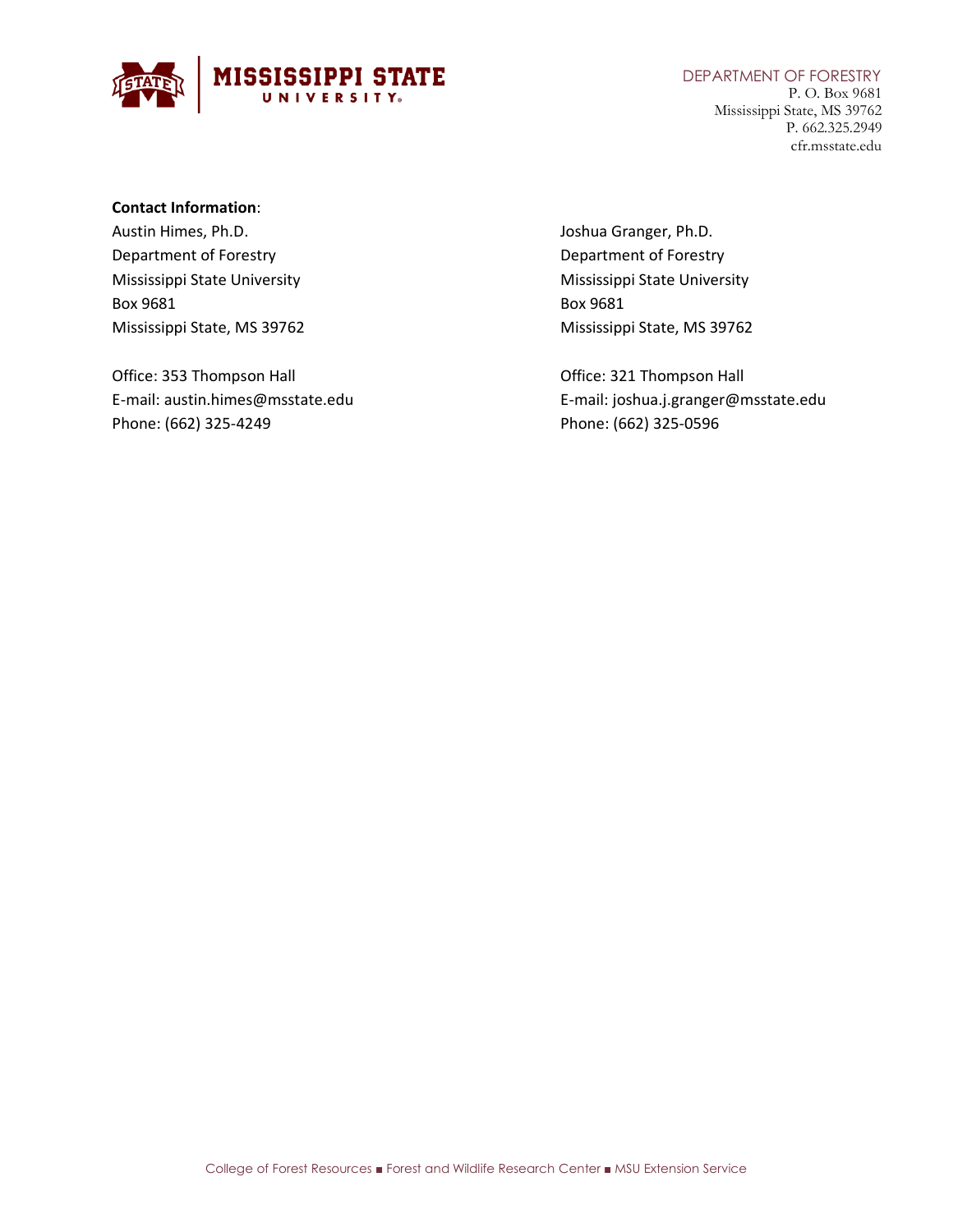**Contact Information**:

Austin Himes, Ph.D.
Department of Forestry
Mississippi State University
Box 9681
Mississippi State, MS 39762

Office: 353 Thompson Hall
E-mail: austin.himes@msstate.edu
Phone: (662) 325-4249

Joshua Granger, Ph.D.
Department of Forestry
Mississippi State University
Box 9681
Mississippi State, MS 39762

Office: 321 Thompson Hall
E-mail: joshua.j.granger@msstate.edu
Phone: (662) 325-0596